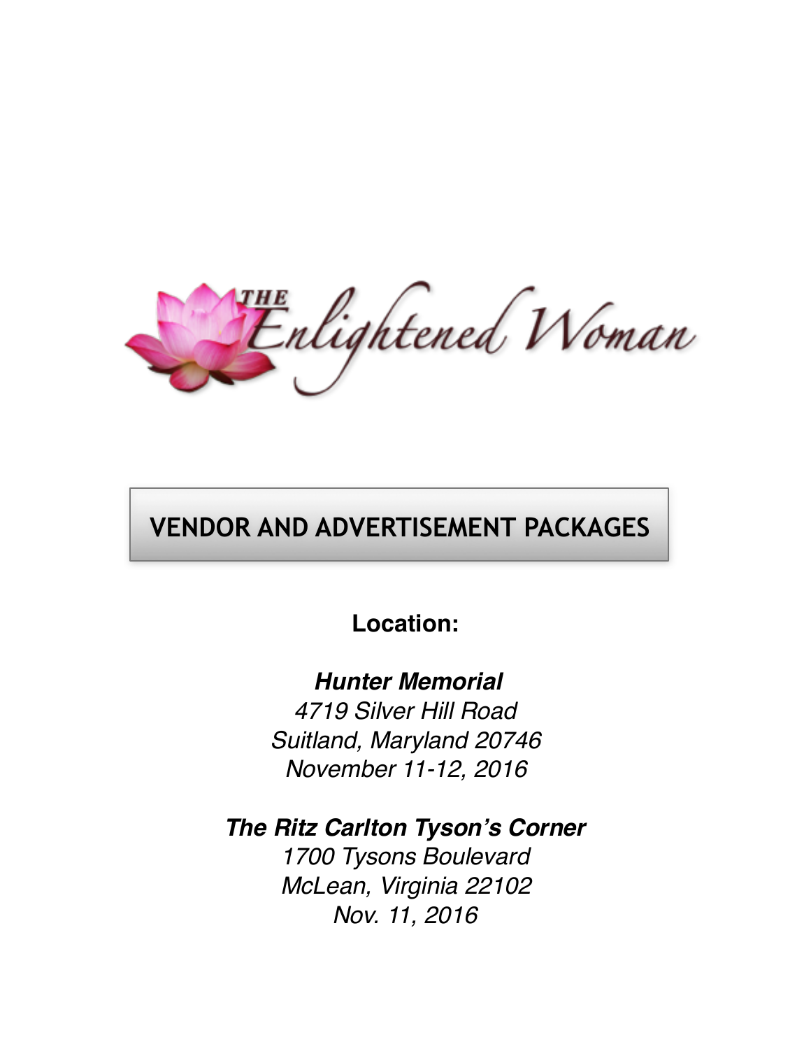# THE Enlightened Woman

## VENDOR AND ADVERTISEMENT PACKAGES

**Location:**

***Hunter Memorial***
*4719 Silver Hill Road*
*Suitland, Maryland 20746*
*November 11-12, 2016*

***The Ritz Carlton Tyson's Corner***
*1700 Tysons Boulevard*
*McLean, Virginia 22102*
*Nov. 11, 2016*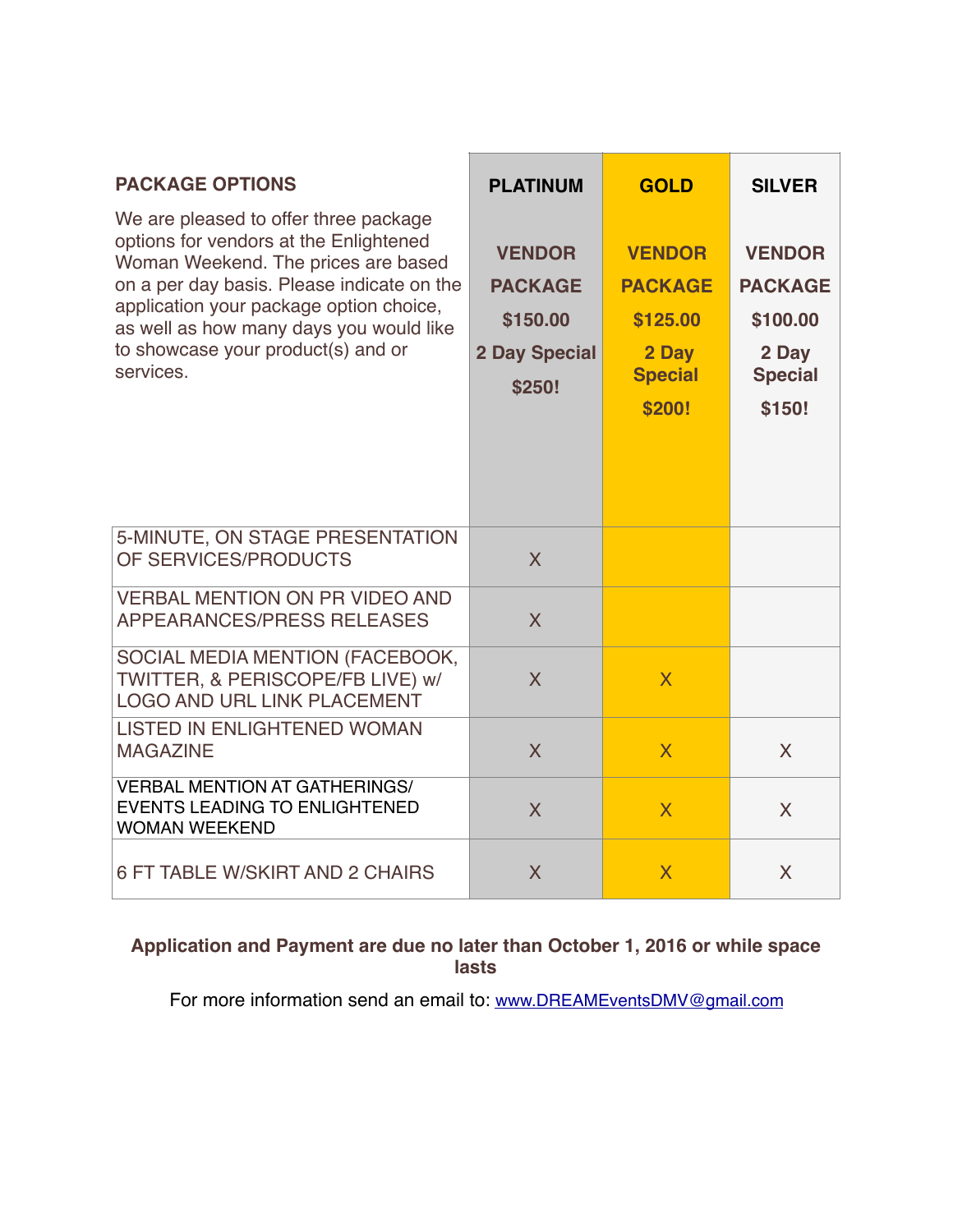## PACKAGE OPTIONS

We are pleased to offer three package options for vendors at the Enlightened Woman Weekend. The prices are based on a per day basis. Please indicate on the application your package option choice, as well as how many days you would like to showcase your product(s) and or services.

| | PLATINUM | GOLD | SILVER |
|---|---|---|---|
| | VENDOR PACKAGE $150.00 2 Day Special $250! | VENDOR PACKAGE $125.00 2 Day Special $200! | VENDOR PACKAGE $100.00 2 Day Special $150! |
| 5-MINUTE, ON STAGE PRESENTATION OF SERVICES/PRODUCTS | X | | |
| VERBAL MENTION ON PR VIDEO AND APPEARANCES/PRESS RELEASES | X | | |
| SOCIAL MEDIA MENTION (FACEBOOK, TWITTER, & PERISCOPE/FB LIVE) w/ LOGO AND URL LINK PLACEMENT | X | X | |
| LISTED IN ENLIGHTENED WOMAN MAGAZINE | X | X | X |
| VERBAL MENTION AT GATHERINGS/ EVENTS LEADING TO ENLIGHTENED WOMAN WEEKEND | X | X | X |
| 6 FT TABLE W/SKIRT AND 2 CHAIRS | X | X | X |

**Application and Payment are due no later than October 1, 2016 or while space lasts**

For more information send an email to: www.DREAMEventsDMV@gmail.com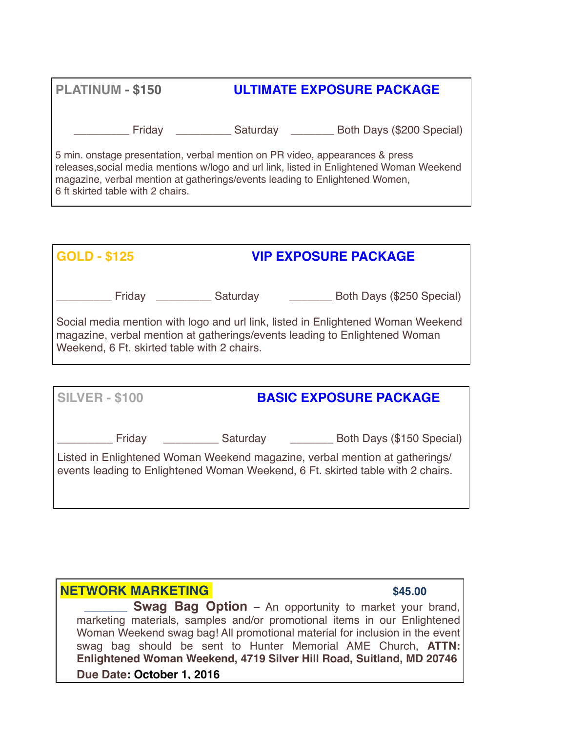**PLATINUM - $150** **ULTIMATE EXPOSURE PACKAGE**

_________ Friday _________ Saturday _______ Both Days ($200 Special)

5 min. onstage presentation, verbal mention on PR video, appearances & press releases,social media mentions w/logo and url link, listed in Enlightened Woman Weekend magazine, verbal mention at gatherings/events leading to Enlightened Women, 6 ft skirted table with 2 chairs.

**GOLD - $125** **VIP EXPOSURE PACKAGE**

_________ Friday _________ Saturday _______ Both Days ($250 Special)

Social media mention with logo and url link, listed in Enlightened Woman Weekend magazine, verbal mention at gatherings/events leading to Enlightened Woman Weekend, 6 Ft. skirted table with 2 chairs.

**SILVER - $100** **BASIC EXPOSURE PACKAGE**

_________ Friday _________ Saturday _______ Both Days ($150 Special)

Listed in Enlightened Woman Weekend magazine, verbal mention at gatherings/ events leading to Enlightened Woman Weekend, 6 Ft. skirted table with 2 chairs.

**NETWORK MARKETING** **$45.00**

_______ **Swag Bag Option** – An opportunity to market your brand, marketing materials, samples and/or promotional items in our Enlightened Woman Weekend swag bag! All promotional material for inclusion in the event swag bag should be sent to Hunter Memorial AME Church, **ATTN: Enlightened Woman Weekend, 4719 Silver Hill Road, Suitland, MD 20746**

**Due Date: October 1, 2016**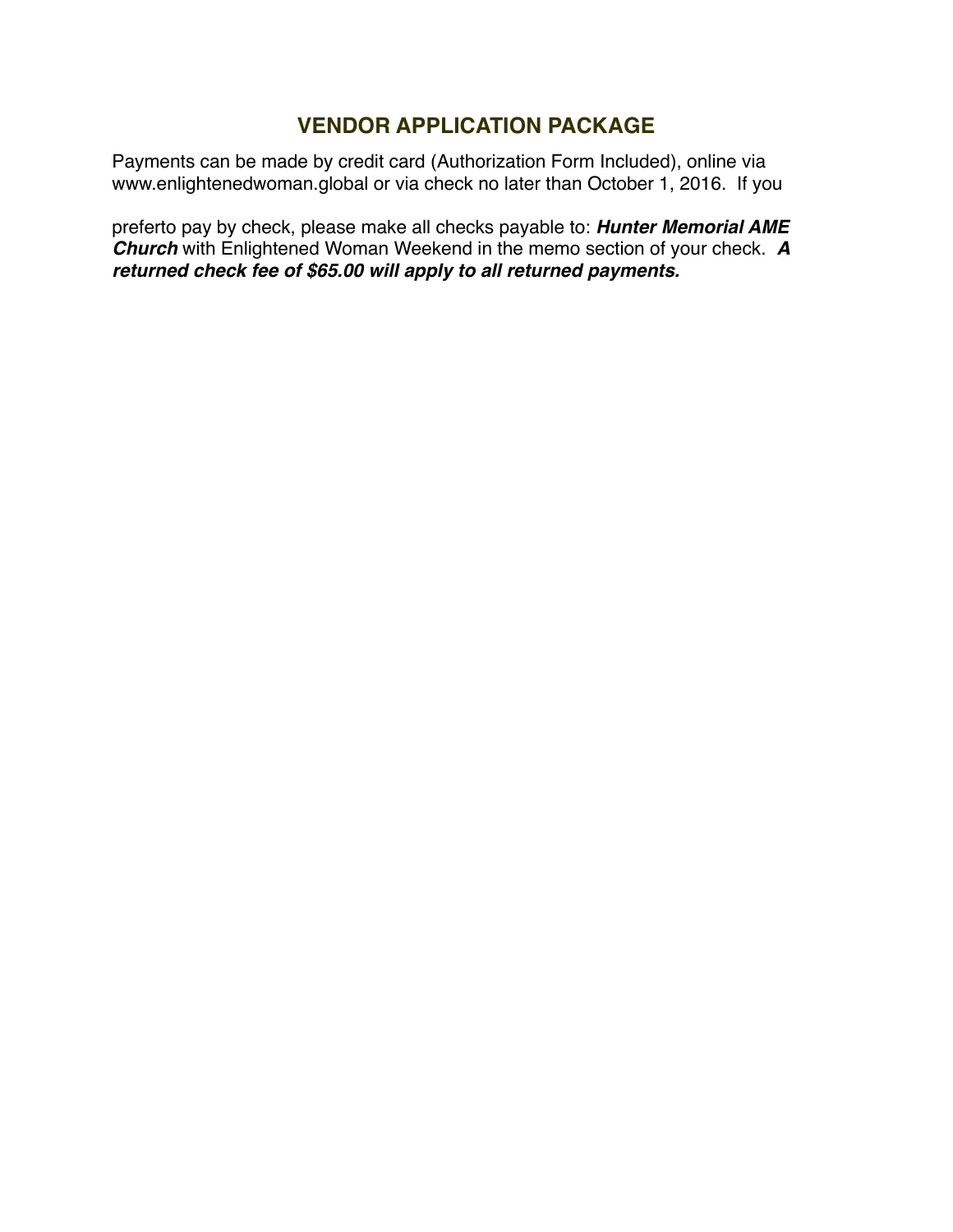## VENDOR APPLICATION PACKAGE

Payments can be made by credit card (Authorization Form Included), online via www.enlightenedwoman.global or via check no later than October 1, 2016. If you

preferto pay by check, please make all checks payable to: ***Hunter Memorial AME Church*** with Enlightened Woman Weekend in the memo section of your check. ***A returned check fee of $65.00 will apply to all returned payments.***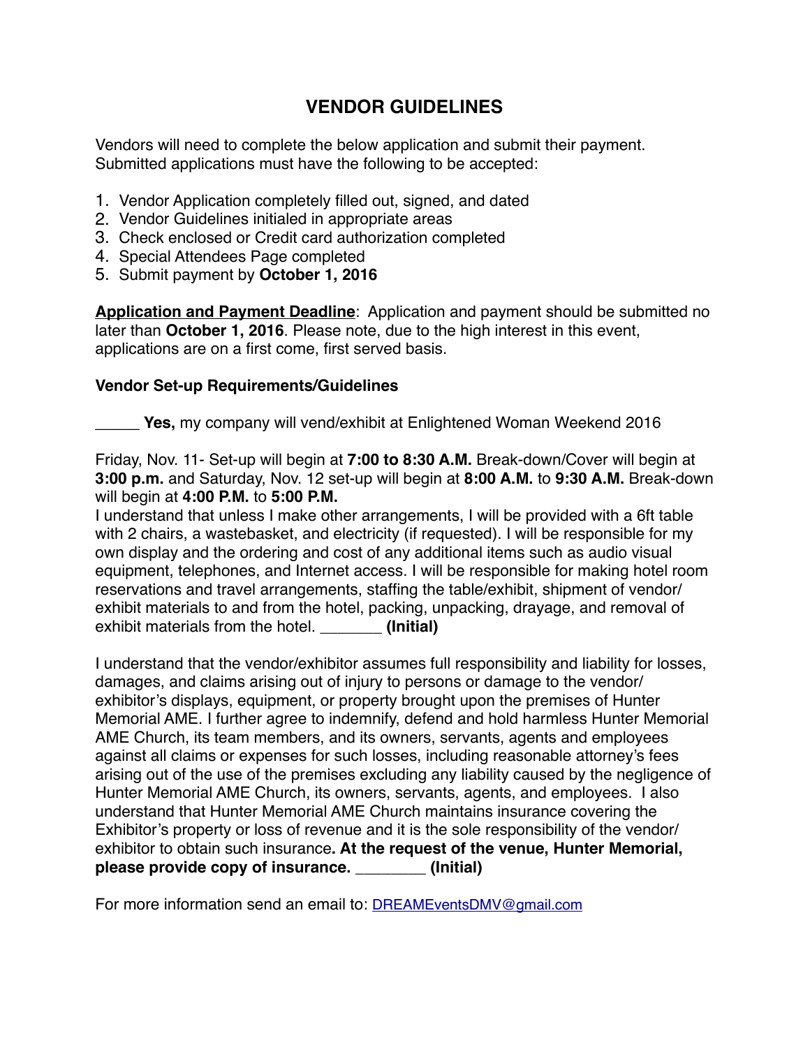# VENDOR GUIDELINES

Vendors will need to complete the below application and submit their payment. Submitted applications must have the following to be accepted:

1. Vendor Application completely filled out, signed, and dated
2. Vendor Guidelines initialed in appropriate areas
3. Check enclosed or Credit card authorization completed
4. Special Attendees Page completed
5. Submit payment by **October 1, 2016**

**<u>Application and Payment Deadline</u>**: Application and payment should be submitted no later than **October 1, 2016**. Please note, due to the high interest in this event, applications are on a first come, first served basis.

**Vendor Set-up Requirements/Guidelines**

_____ **Yes,** my company will vend/exhibit at Enlightened Woman Weekend 2016

Friday, Nov. 11- Set-up will begin at **7:00 to 8:30 A.M.** Break-down/Cover will begin at **3:00 p.m.** and Saturday, Nov. 12 set-up will begin at **8:00 A.M.** to **9:30 A.M.** Break-down will begin at **4:00 P.M.** to **5:00 P.M.**
I understand that unless I make other arrangements, I will be provided with a 6ft table with 2 chairs, a wastebasket, and electricity (if requested). I will be responsible for my own display and the ordering and cost of any additional items such as audio visual equipment, telephones, and Internet access. I will be responsible for making hotel room reservations and travel arrangements, staffing the table/exhibit, shipment of vendor/exhibit materials to and from the hotel, packing, unpacking, drayage, and removal of exhibit materials from the hotel. _______ **(Initial)**

I understand that the vendor/exhibitor assumes full responsibility and liability for losses, damages, and claims arising out of injury to persons or damage to the vendor/exhibitor's displays, equipment, or property brought upon the premises of Hunter Memorial AME. I further agree to indemnify, defend and hold harmless Hunter Memorial AME Church, its team members, and its owners, servants, agents and employees against all claims or expenses for such losses, including reasonable attorney's fees arising out of the use of the premises excluding any liability caused by the negligence of Hunter Memorial AME Church, its owners, servants, agents, and employees. I also understand that Hunter Memorial AME Church maintains insurance covering the Exhibitor's property or loss of revenue and it is the sole responsibility of the vendor/exhibitor to obtain such insurance**. At the request of the venue, Hunter Memorial, please provide copy of insurance.** ________ **(Initial)**

For more information send an email to: DREAMEventsDMV@gmail.com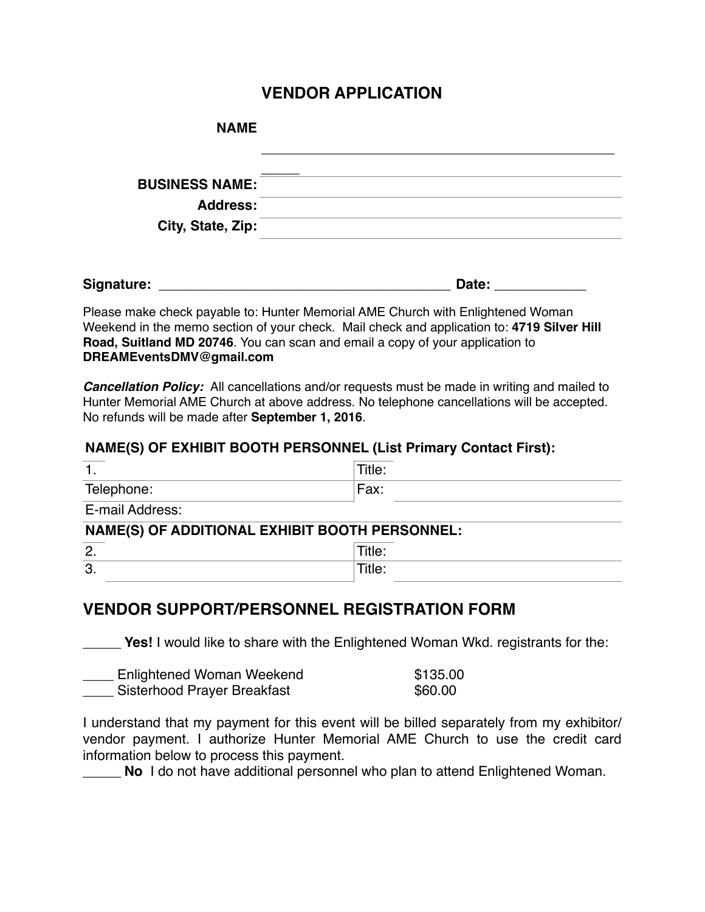# VENDOR APPLICATION

**NAME** ________________________________________________

**BUSINESS NAME:** ________________________________________________

**Address:** ________________________________________________

**City, State, Zip:** ________________________________________________

**Signature:** _______________________________________ **Date:** ____________

Please make check payable to: Hunter Memorial AME Church with Enlightened Woman Weekend in the memo section of your check. Mail check and application to: **4719 Silver Hill Road, Suitland MD 20746**. You can scan and email a copy of your application to **DREAMEventsDMV@gmail.com**

***Cancellation Policy:*** All cancellations and/or requests must be made in writing and mailed to Hunter Memorial AME Church at above address. No telephone cancellations will be accepted. No refunds will be made after **September 1, 2016**.

**NAME(S) OF EXHIBIT BOOTH PERSONNEL (List Primary Contact First):**

| | |
|---|---|
| 1. | Title: |
| Telephone: | Fax: |
| E-mail Address: | |

**NAME(S) OF ADDITIONAL EXHIBIT BOOTH PERSONNEL:**

| | |
|---|---|
| 2. | Title: |
| 3. | Title: |

## VENDOR SUPPORT/PERSONNEL REGISTRATION FORM

_____ **Yes!** I would like to share with the Enlightened Woman Wkd. registrants for the:

____ Enlightened Woman Weekend $135.00
____ Sisterhood Prayer Breakfast $60.00

I understand that my payment for this event will be billed separately from my exhibitor/ vendor payment. I authorize Hunter Memorial AME Church to use the credit card information below to process this payment.

_____ **No** I do not have additional personnel who plan to attend Enlightened Woman.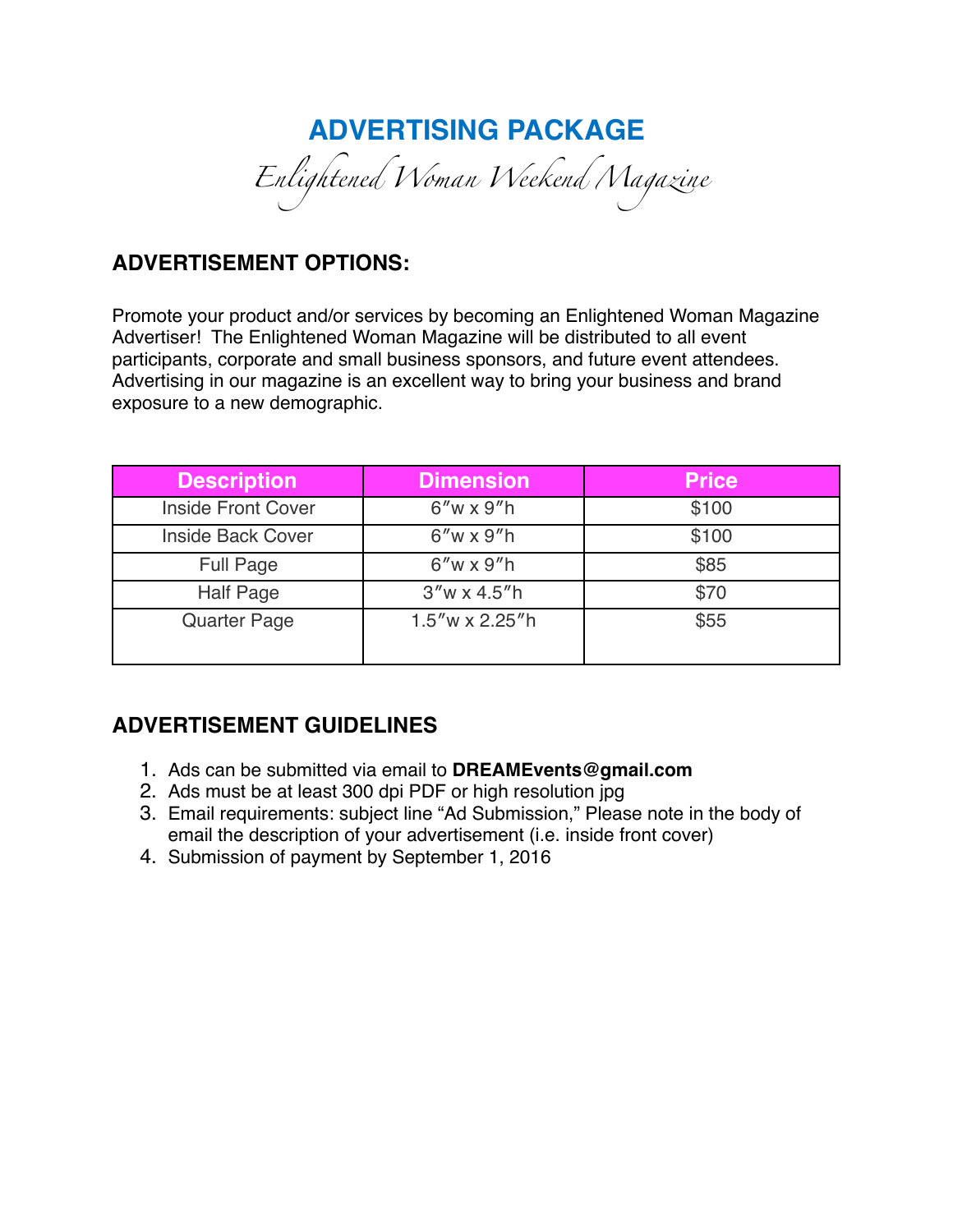# ADVERTISING PACKAGE

*Enlightened Woman Weekend Magazine*

## ADVERTISEMENT OPTIONS:

Promote your product and/or services by becoming an Enlightened Woman Magazine Advertiser! The Enlightened Woman Magazine will be distributed to all event participants, corporate and small business sponsors, and future event attendees. Advertising in our magazine is an excellent way to bring your business and brand exposure to a new demographic.

| Description | Dimension | Price |
|---|---|---|
| Inside Front Cover | 6″w x 9″h | $100 |
| Inside Back Cover | 6″w x 9″h | $100 |
| Full Page | 6″w x 9″h | $85 |
| Half Page | 3″w x 4.5″h | $70 |
| Quarter Page | 1.5″w x 2.25″h | $55 |

## ADVERTISEMENT GUIDELINES

1. Ads can be submitted via email to **DREAMEvents@gmail.com**
2. Ads must be at least 300 dpi PDF or high resolution jpg
3. Email requirements: subject line "Ad Submission," Please note in the body of email the description of your advertisement (i.e. inside front cover)
4. Submission of payment by September 1, 2016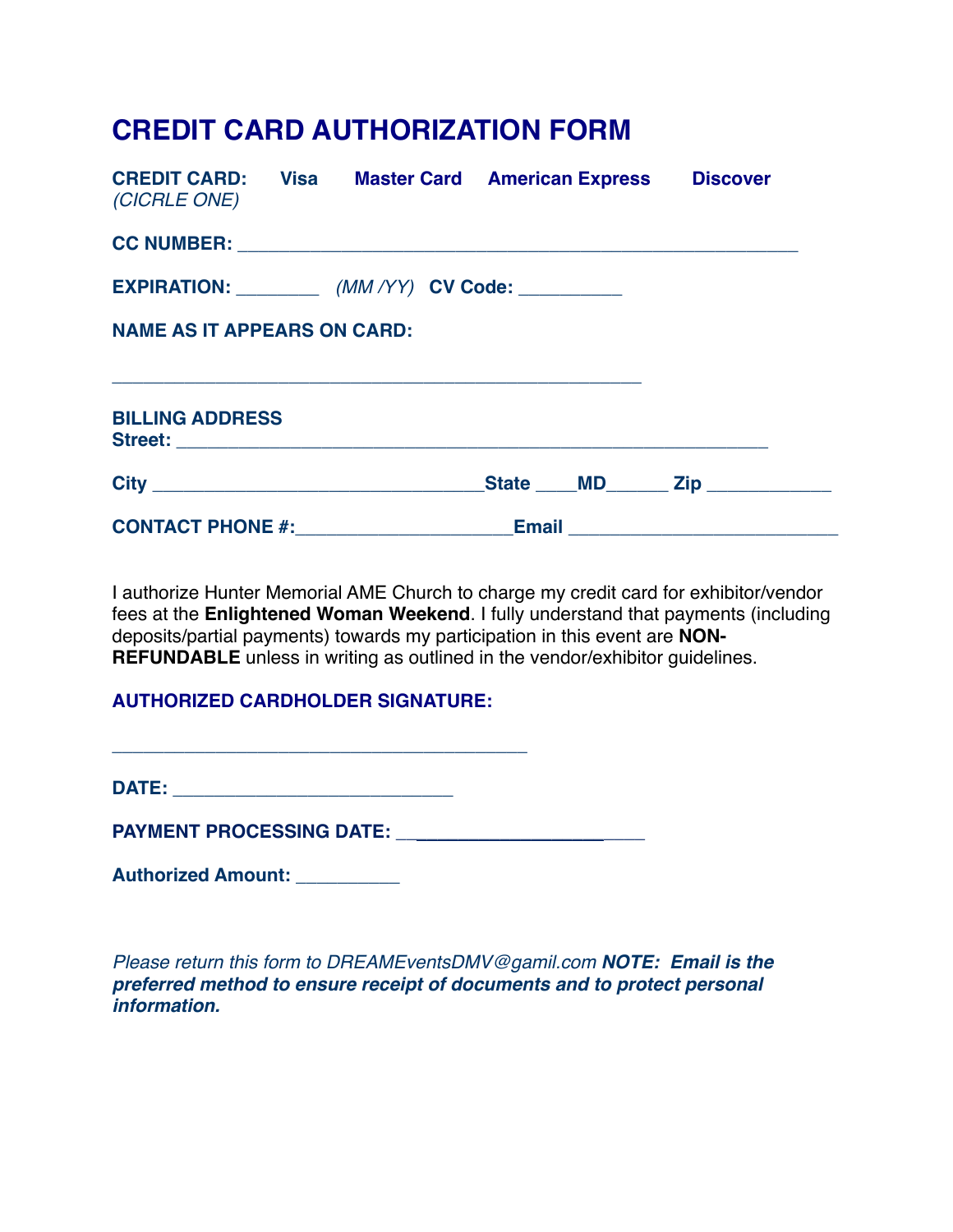# CREDIT CARD AUTHORIZATION FORM

**CREDIT CARD:** **Visa** **Master Card** **American Express** **Discover**
*(CICRLE ONE)*

**CC NUMBER:** ____________________________________________________

**EXPIRATION:** ________ *(MM /YY)* **CV Code:** __________

**NAME AS IT APPEARS ON CARD:**

_________________________________________________

**BILLING ADDRESS**
**Street:** _______________________________________________________

**City** ______________________________**State** ____**MD**______ **Zip** ____________

**CONTACT PHONE #:**____________________**Email** __________________________

I authorize Hunter Memorial AME Church to charge my credit card for exhibitor/vendor fees at the **Enlightened Woman Weekend**. I fully understand that payments (including deposits/partial payments) towards my participation in this event are **NON-REFUNDABLE** unless in writing as outlined in the vendor/exhibitor guidelines.

**AUTHORIZED CARDHOLDER SIGNATURE:**

_______________________________________

**DATE:** __________________________

**PAYMENT PROCESSING DATE:** _______________________

**Authorized Amount:** __________

*Please return this form to DREAMEventsDMV@gamil.com* ***NOTE: Email is the preferred method to ensure receipt of documents and to protect personal information.***